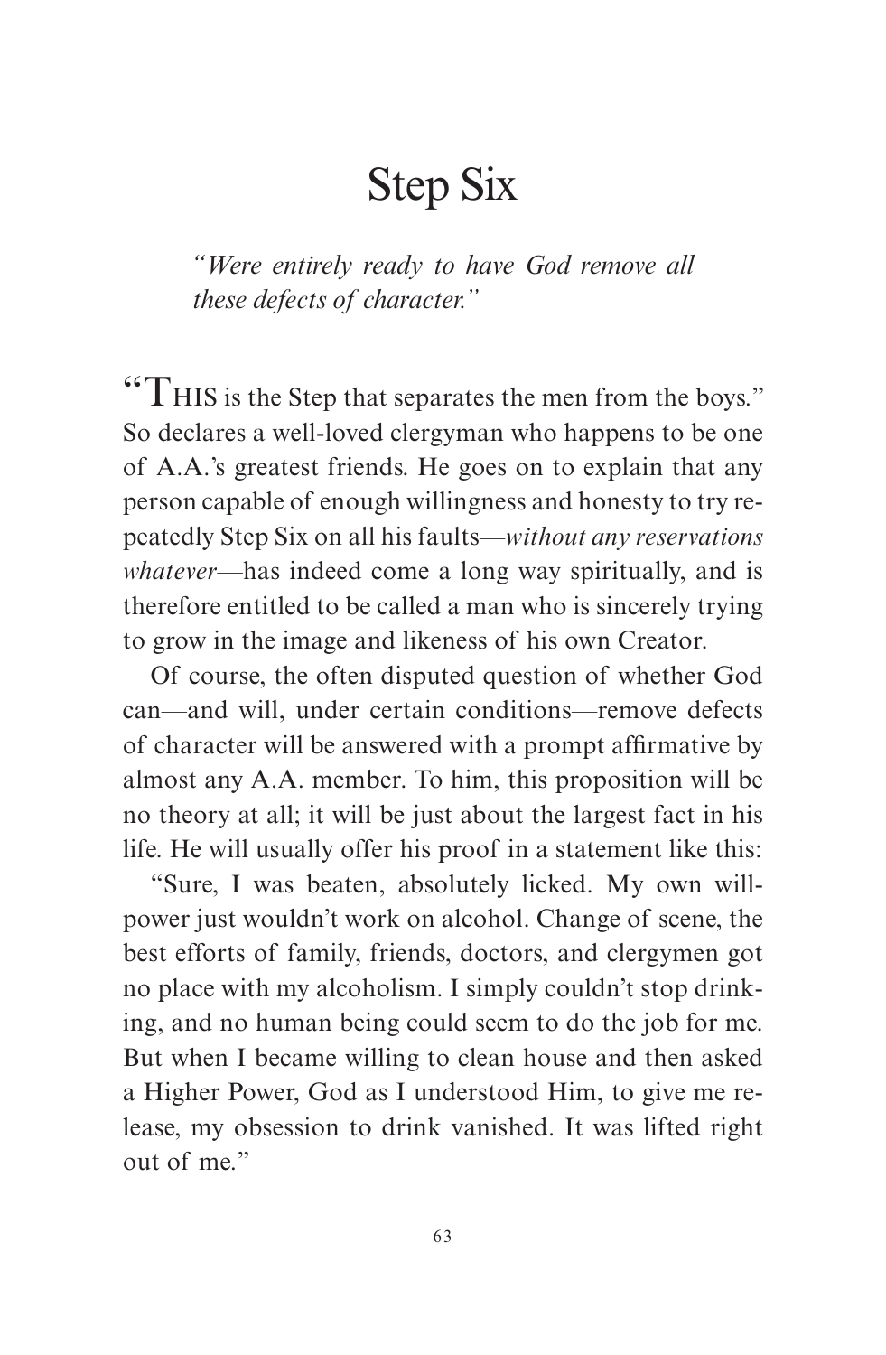# Step Six

*"Were entirely ready to have God remove all these defects of character."*

"THIS is the Step that separates the men from the boys." So declares a well-loved clergyman who happens to be one of A.A.'s greatest friends. He goes on to explain that any person capable of enough willingness and honesty to try repeatedly Step Six on all his faults—*without any reservations whatever*—has indeed come a long way spiritually, and is therefore entitled to be called a man who is sincerely trying to grow in the image and likeness of his own Creator.

Of course, the often disputed question of whether God can—and will, under certain conditions—remove defects of character will be answered with a prompt affirmative by almost any A.A. member. To him, this proposition will be no theory at all; it will be just about the largest fact in his life. He will usually offer his proof in a statement like this:

"Sure, I was beaten, absolutely licked. My own willpower just wouldn't work on alcohol. Change of scene, the best efforts of family, friends, doctors, and clergymen got no place with my alcoholism. I simply couldn't stop drinking, and no human being could seem to do the job for me. But when I became willing to clean house and then asked a Higher Power, God as I understood Him, to give me release, my obsession to drink vanished. It was lifted right out of me."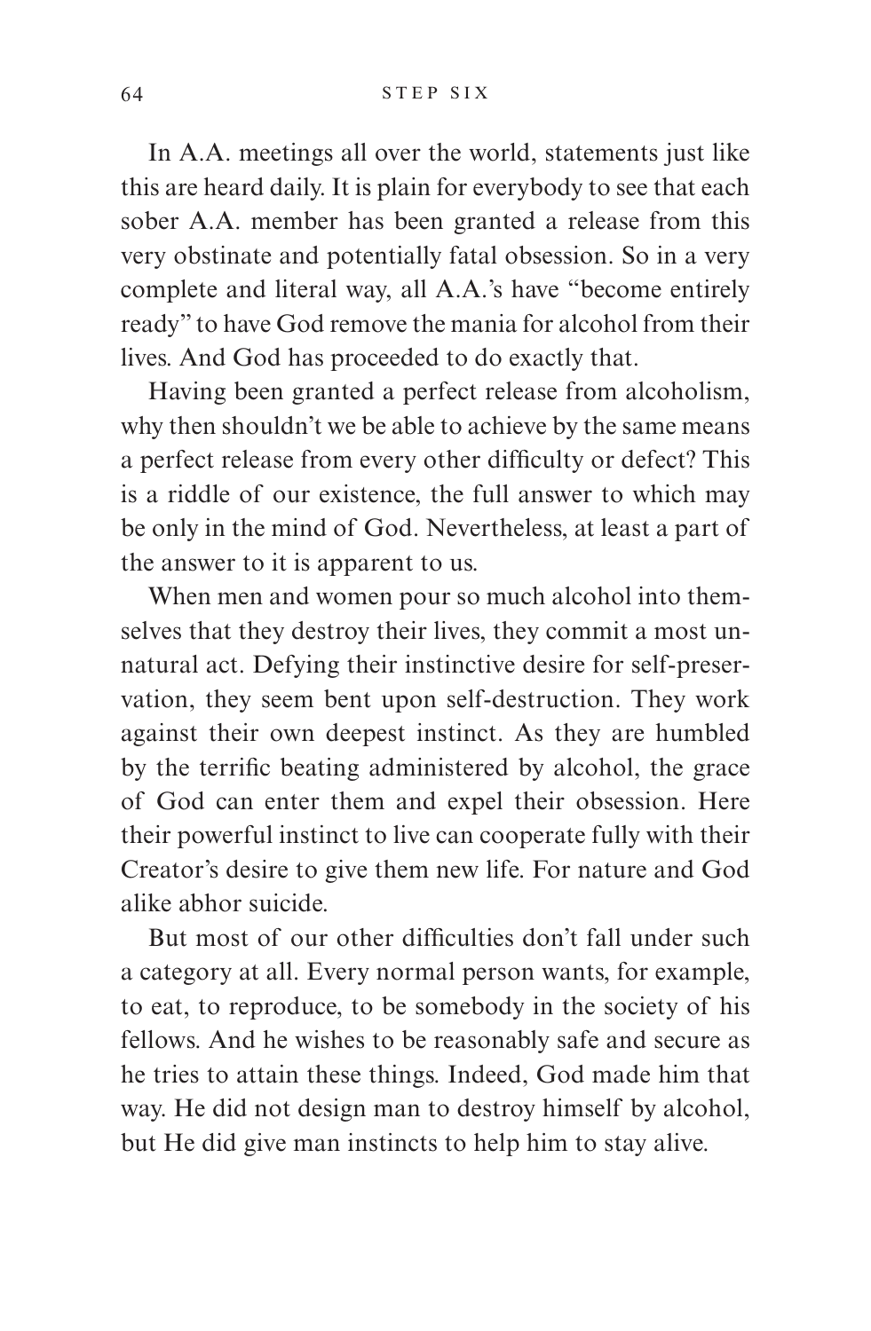In A.A. meetings all over the world, statements just like this are heard daily. It is plain for everybody to see that each sober A.A. member has been granted a release from this very obstinate and potentially fatal obsession. So in a very complete and literal way, all A.A.'s have "become entirely ready" to have God remove the mania for alcohol from their lives. And God has proceeded to do exactly that.

Having been granted a perfect release from alcoholism, why then shouldn't we be able to achieve by the same means a perfect release from every other difficulty or defect? This is a riddle of our existence, the full answer to which may be only in the mind of God. Nevertheless, at least a part of the answer to it is apparent to us.

When men and women pour so much alcohol into themselves that they destroy their lives, they commit a most unnatural act. Defying their instinctive desire for self-preservation, they seem bent upon self-destruction. They work against their own deepest instinct. As they are humbled by the terrific beating administered by alcohol, the grace of God can enter them and expel their obsession. Here their powerful instinct to live can cooperate fully with their Creator's desire to give them new life. For nature and God alike abhor suicide.

But most of our other difficulties don't fall under such a category at all. Every normal person wants, for example, to eat, to reproduce, to be somebody in the society of his fellows. And he wishes to be reasonably safe and secure as he tries to attain these things. Indeed, God made him that way. He did not design man to destroy himself by alcohol, but He did give man instincts to help him to stay alive.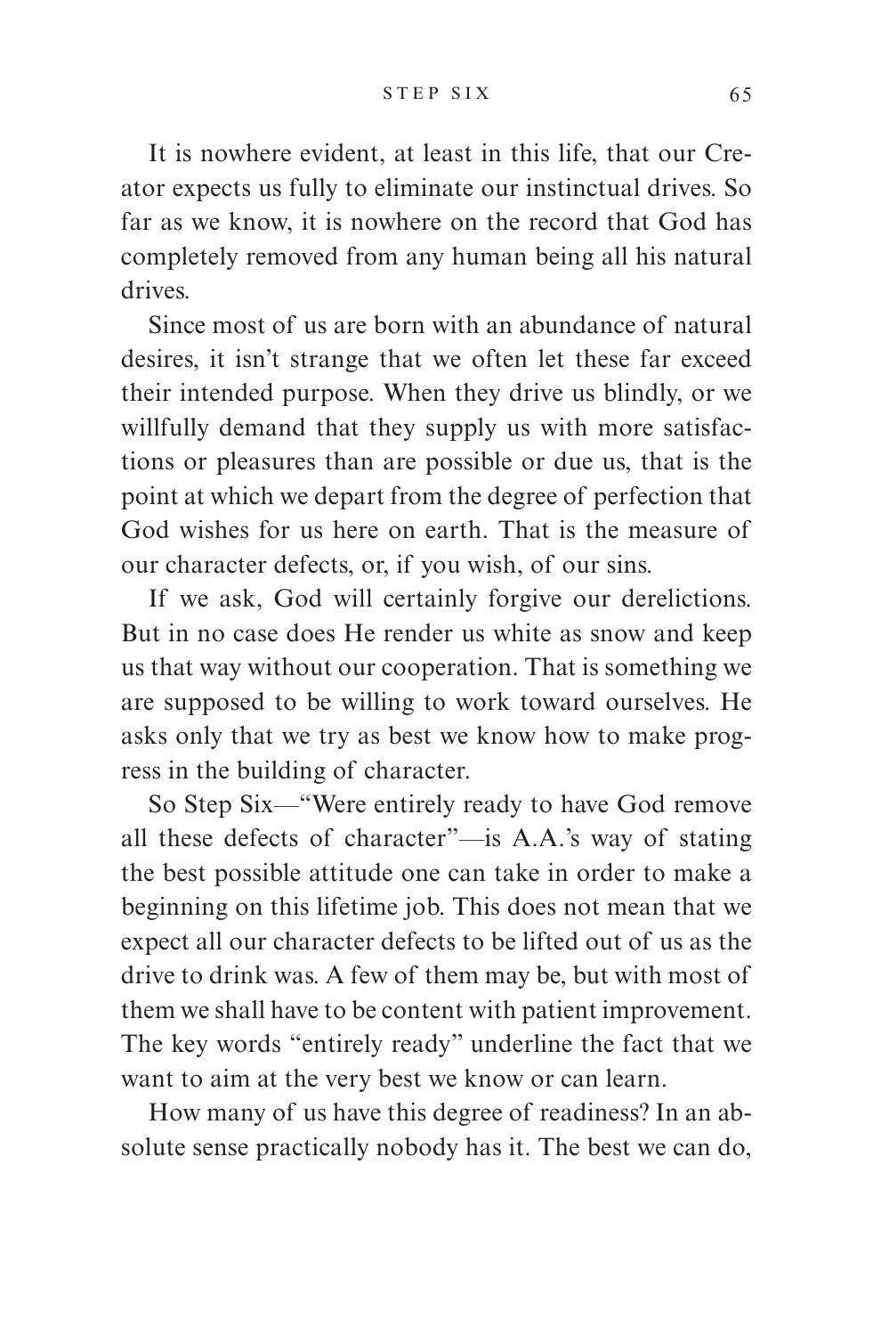It is nowhere evident, at least in this life, that our Creator expects us fully to eliminate our instinctual drives. So far as we know, it is nowhere on the record that God has completely removed from any human being all his natural drives.

Since most of us are born with an abundance of natural desires, it isn't strange that we often let these far exceed their intended purpose. When they drive us blindly, or we willfully demand that they supply us with more satisfactions or pleasures than are possible or due us, that is the point at which we depart from the degree of perfection that God wishes for us here on earth. That is the measure of our character defects, or, if you wish, of our sins.

If we ask, God will certainly forgive our derelictions. But in no case does He render us white as snow and keep us that way without our cooperation. That is something we are supposed to be willing to work toward ourselves. He asks only that we try as best we know how to make progress in the building of character.

So Step Six—"Were entirely ready to have God remove all these defects of character"—is A.A.'s way of stating the best possible attitude one can take in order to make a beginning on this lifetime job. This does not mean that we expect all our character defects to be lifted out of us as the drive to drink was. A few of them may be, but with most of them we shall have to be content with patient improvement. The key words "entirely ready" underline the fact that we want to aim at the very best we know or can learn.

How many of us have this degree of readiness? In an absolute sense practically nobody has it. The best we can do,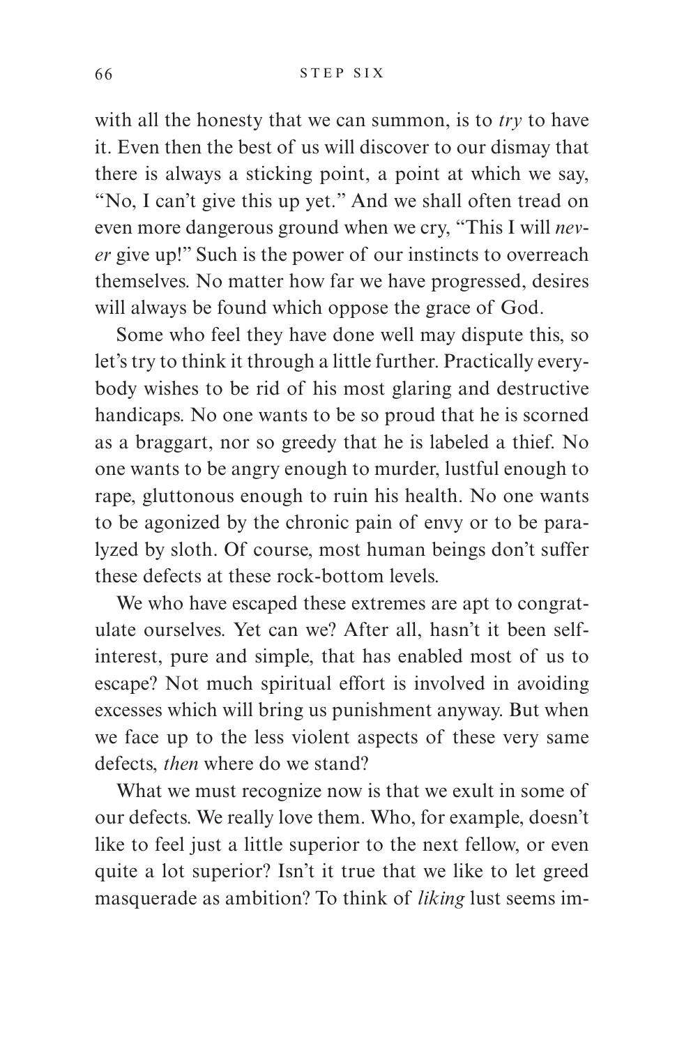with all the honesty that we can summon, is to *try* to have it. Even then the best of us will discover to our dismay that there is always a sticking point, a point at which we say, "No, I can't give this up yet." And we shall often tread on even more dangerous ground when we cry, "This I will *never* give up!" Such is the power of our instincts to overreach themselves. No matter how far we have progressed, desires will always be found which oppose the grace of God.

Some who feel they have done well may dispute this, so let's try to think it through a little further. Practically everybody wishes to be rid of his most glaring and destructive handicaps. No one wants to be so proud that he is scorned as a braggart, nor so greedy that he is labeled a thief. No one wants to be angry enough to murder, lustful enough to rape, gluttonous enough to ruin his health. No one wants to be agonized by the chronic pain of envy or to be paralyzed by sloth. Of course, most human beings don't suffer these defects at these rock-bottom levels.

We who have escaped these extremes are apt to congratulate ourselves. Yet can we? After all, hasn't it been self-interest, pure and simple, that has enabled most of us to escape? Not much spiritual effort is involved in avoiding excesses which will bring us punishment anyway. But when we face up to the less violent aspects of these very same defects, *then* where do we stand?

What we must recognize now is that we exult in some of our defects. We really love them. Who, for example, doesn't like to feel just a little superior to the next fellow, or even quite a lot superior? Isn't it true that we like to let greed masquerade as ambition? To think of *liking* lust seems im-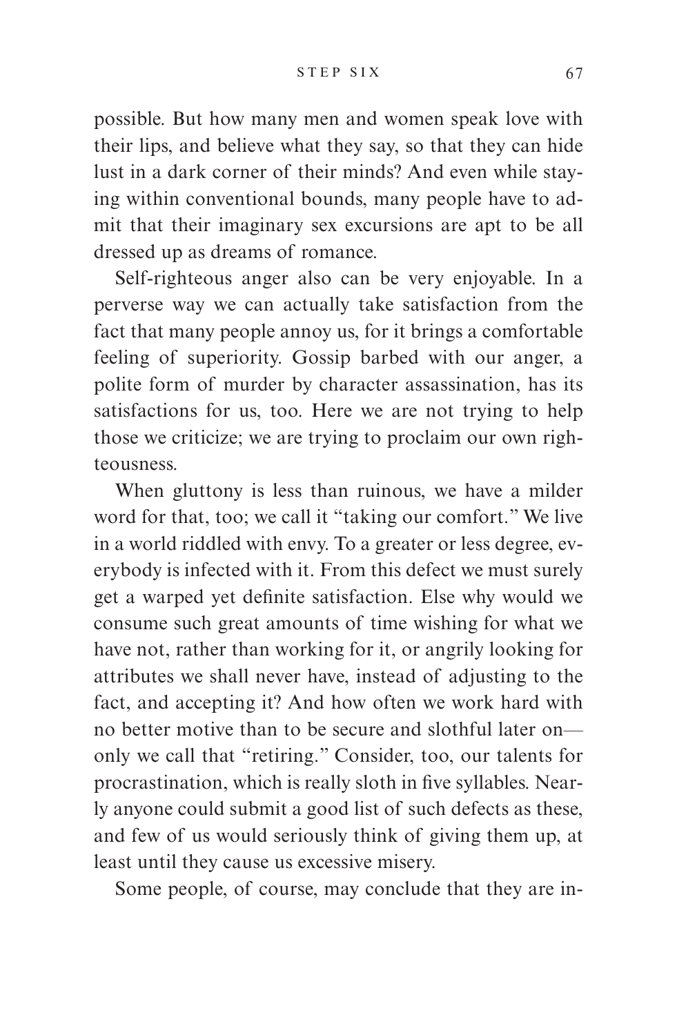possible. But how many men and women speak love with their lips, and believe what they say, so that they can hide lust in a dark corner of their minds? And even while staying within conventional bounds, many people have to admit that their imaginary sex excursions are apt to be all dressed up as dreams of romance.

Self-righteous anger also can be very enjoyable. In a perverse way we can actually take satisfaction from the fact that many people annoy us, for it brings a comfortable feeling of superiority. Gossip barbed with our anger, a polite form of murder by character assassination, has its satisfactions for us, too. Here we are not trying to help those we criticize; we are trying to proclaim our own righteousness.

When gluttony is less than ruinous, we have a milder word for that, too; we call it "taking our comfort." We live in a world riddled with envy. To a greater or less degree, everybody is infected with it. From this defect we must surely get a warped yet definite satisfaction. Else why would we consume such great amounts of time wishing for what we have not, rather than working for it, or angrily looking for attributes we shall never have, instead of adjusting to the fact, and accepting it? And how often we work hard with no better motive than to be secure and slothful later on—only we call that "retiring." Consider, too, our talents for procrastination, which is really sloth in five syllables. Nearly anyone could submit a good list of such defects as these, and few of us would seriously think of giving them up, at least until they cause us excessive misery.

Some people, of course, may conclude that they are in-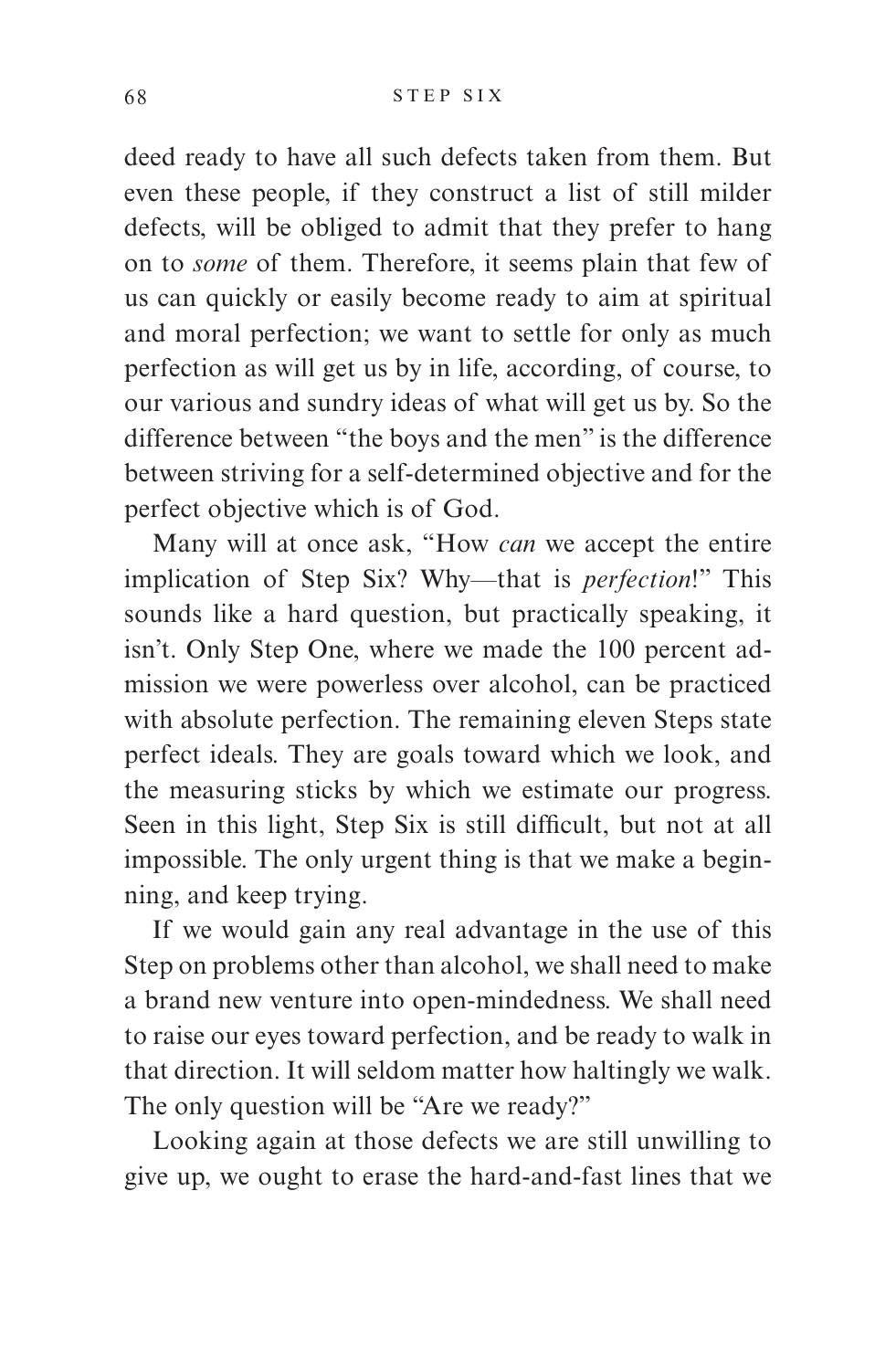deed ready to have all such defects taken from them. But even these people, if they construct a list of still milder defects, will be obliged to admit that they prefer to hang on to *some* of them. Therefore, it seems plain that few of us can quickly or easily become ready to aim at spiritual and moral perfection; we want to settle for only as much perfection as will get us by in life, according, of course, to our various and sundry ideas of what will get us by. So the difference between "the boys and the men" is the difference between striving for a self-determined objective and for the perfect objective which is of God.

Many will at once ask, "How *can* we accept the entire implication of Step Six? Why—that is *perfection*!" This sounds like a hard question, but practically speaking, it isn't. Only Step One, where we made the 100 percent admission we were powerless over alcohol, can be practiced with absolute perfection. The remaining eleven Steps state perfect ideals. They are goals toward which we look, and the measuring sticks by which we estimate our progress. Seen in this light, Step Six is still difficult, but not at all impossible. The only urgent thing is that we make a beginning, and keep trying.

If we would gain any real advantage in the use of this Step on problems other than alcohol, we shall need to make a brand new venture into open-mindedness. We shall need to raise our eyes toward perfection, and be ready to walk in that direction. It will seldom matter how haltingly we walk. The only question will be "Are we ready?"

Looking again at those defects we are still unwilling to give up, we ought to erase the hard-and-fast lines that we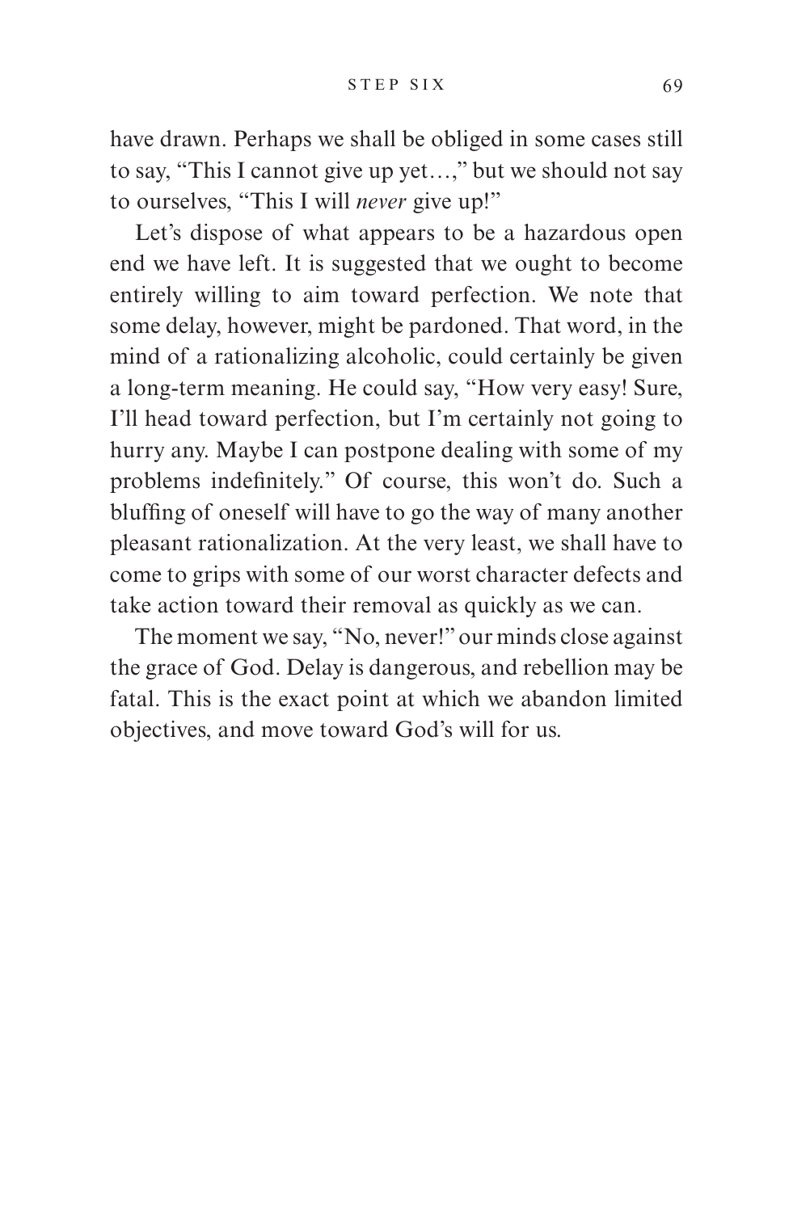have drawn. Perhaps we shall be obliged in some cases still to say, "This I cannot give up yet…," but we should not say to ourselves, "This I will *never* give up!"

Let's dispose of what appears to be a hazardous open end we have left. It is suggested that we ought to become entirely willing to aim toward perfection. We note that some delay, however, might be pardoned. That word, in the mind of a rationalizing alcoholic, could certainly be given a long-term meaning. He could say, "How very easy! Sure, I'll head toward perfection, but I'm certainly not going to hurry any. Maybe I can postpone dealing with some of my problems indefinitely." Of course, this won't do. Such a bluffing of oneself will have to go the way of many another pleasant rationalization. At the very least, we shall have to come to grips with some of our worst character defects and take action toward their removal as quickly as we can.

The moment we say, "No, never!" our minds close against the grace of God. Delay is dangerous, and rebellion may be fatal. This is the exact point at which we abandon limited objectives, and move toward God's will for us.